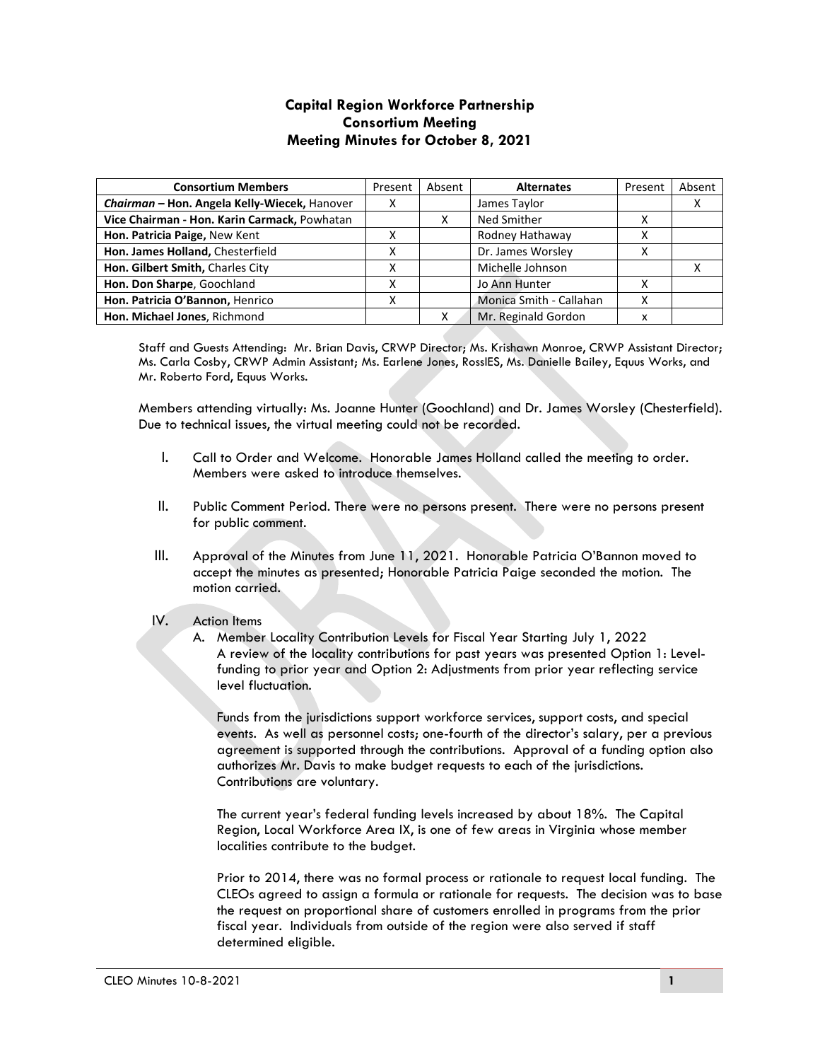# Capital Region Workforce Partnership
## Consortium Meeting
## Meeting Minutes for October 8, 2021

| Consortium Members | Present | Absent | Alternates | Present | Absent |
|---|---|---|---|---|---|
| ***Chairman* – Hon. Angela Kelly-Wiecek,** Hanover | X | | James Taylor | | X |
| **Vice Chairman - Hon. Karin Carmack,** Powhatan | | X | Ned Smither | X | |
| **Hon. Patricia Paige,** New Kent | X | | Rodney Hathaway | X | |
| **Hon. James Holland,** Chesterfield | X | | Dr. James Worsley | X | |
| **Hon. Gilbert Smith,** Charles City | X | | Michelle Johnson | | X |
| **Hon. Don Sharpe**, Goochland | X | | Jo Ann Hunter | X | |
| **Hon. Patricia O'Bannon,** Henrico | X | | Monica Smith - Callahan | X | |
| **Hon. Michael Jones**, Richmond | | X | Mr. Reginald Gordon | x | |

Staff and Guests Attending: Mr. Brian Davis, CRWP Director; Ms. Krishawn Monroe, CRWP Assistant Director; Ms. Carla Cosby, CRWP Admin Assistant; Ms. Earlene Jones, RossIES, Ms. Danielle Bailey, Equus Works, and Mr. Roberto Ford, Equus Works.

Members attending virtually: Ms. Joanne Hunter (Goochland) and Dr. James Worsley (Chesterfield). Due to technical issues, the virtual meeting could not be recorded.

I. Call to Order and Welcome. Honorable James Holland called the meeting to order. Members were asked to introduce themselves.

II. Public Comment Period. There were no persons present. There were no persons present for public comment.

III. Approval of the Minutes from June 11, 2021. Honorable Patricia O'Bannon moved to accept the minutes as presented; Honorable Patricia Paige seconded the motion. The motion carried.

IV. Action Items

A. Member Locality Contribution Levels for Fiscal Year Starting July 1, 2022
A review of the locality contributions for past years was presented Option 1: Level-funding to prior year and Option 2: Adjustments from prior year reflecting service level fluctuation.

Funds from the jurisdictions support workforce services, support costs, and special events. As well as personnel costs; one-fourth of the director's salary, per a previous agreement is supported through the contributions. Approval of a funding option also authorizes Mr. Davis to make budget requests to each of the jurisdictions. Contributions are voluntary.

The current year's federal funding levels increased by about 18%. The Capital Region, Local Workforce Area IX, is one of few areas in Virginia whose member localities contribute to the budget.

Prior to 2014, there was no formal process or rationale to request local funding. The CLEOs agreed to assign a formula or rationale for requests. The decision was to base the request on proportional share of customers enrolled in programs from the prior fiscal year. Individuals from outside of the region were also served if staff determined eligible.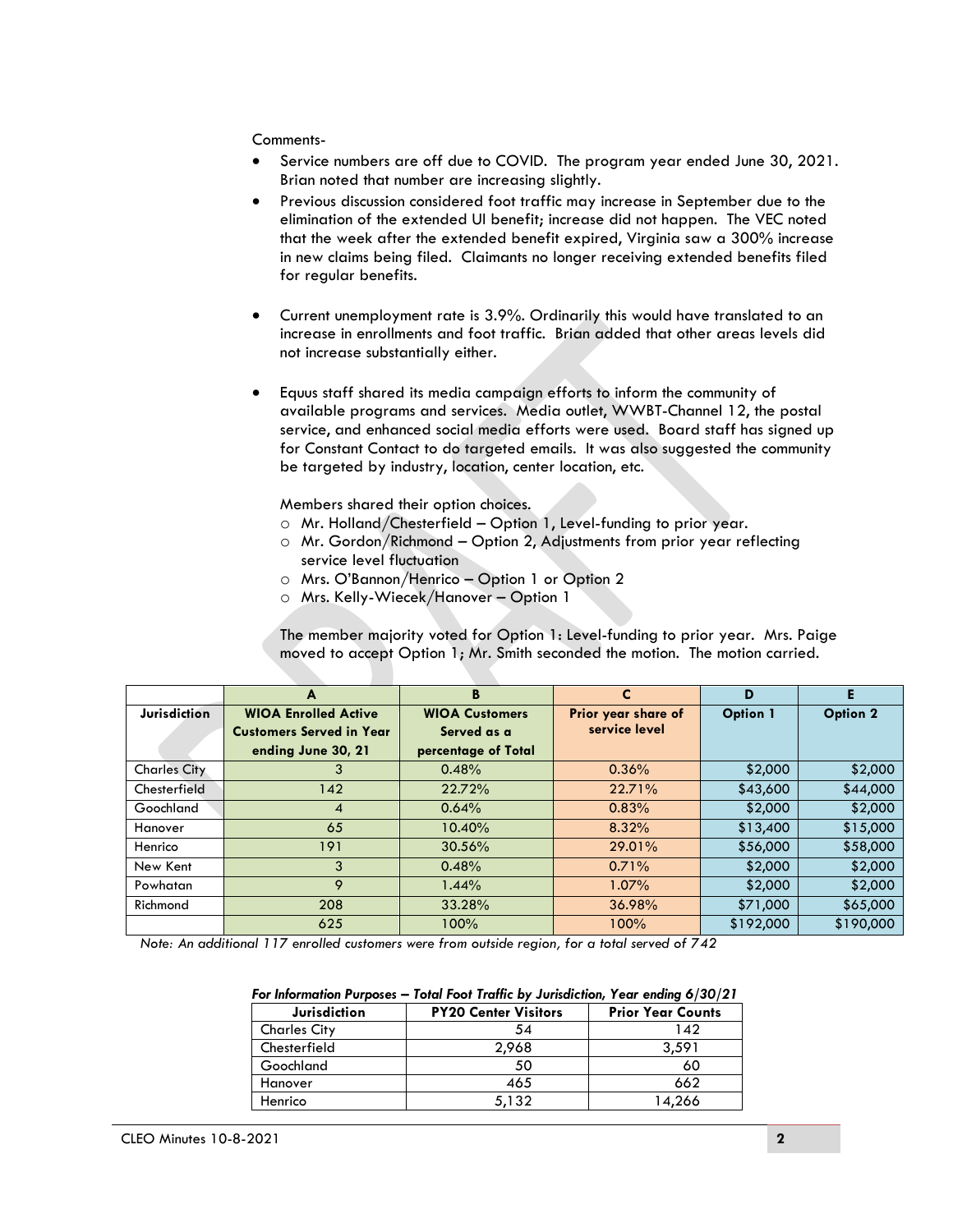Comments-

- Service numbers are off due to COVID. The program year ended June 30, 2021. Brian noted that number are increasing slightly.
- Previous discussion considered foot traffic may increase in September due to the elimination of the extended UI benefit; increase did not happen. The VEC noted that the week after the extended benefit expired, Virginia saw a 300% increase in new claims being filed. Claimants no longer receiving extended benefits filed for regular benefits.
- Current unemployment rate is 3.9%. Ordinarily this would have translated to an increase in enrollments and foot traffic. Brian added that other areas levels did not increase substantially either.
- Equus staff shared its media campaign efforts to inform the community of available programs and services. Media outlet, WWBT-Channel 12, the postal service, and enhanced social media efforts were used. Board staff has signed up for Constant Contact to do targeted emails. It was also suggested the community be targeted by industry, location, center location, etc.

  Members shared their option choices.
  - Mr. Holland/Chesterfield – Option 1, Level-funding to prior year.
  - Mr. Gordon/Richmond – Option 2, Adjustments from prior year reflecting service level fluctuation
  - Mrs. O'Bannon/Henrico – Option 1 or Option 2
  - Mrs. Kelly-Wiecek/Hanover – Option 1

  The member majority voted for Option 1: Level-funding to prior year. Mrs. Paige moved to accept Option 1; Mr. Smith seconded the motion. The motion carried.

| | A | B | C | D | E |
|---|---|---|---|---|---|
| **Jurisdiction** | **WIOA Enrolled Active Customers Served in Year ending June 30, 21** | **WIOA Customers Served as a percentage of Total** | **Prior year share of service level** | **Option 1** | **Option 2** |
| Charles City | 3 | 0.48% | 0.36% | $2,000 | $2,000 |
| Chesterfield | 142 | 22.72% | 22.71% | $43,600 | $44,000 |
| Goochland | 4 | 0.64% | 0.83% | $2,000 | $2,000 |
| Hanover | 65 | 10.40% | 8.32% | $13,400 | $15,000 |
| Henrico | 191 | 30.56% | 29.01% | $56,000 | $58,000 |
| New Kent | 3 | 0.48% | 0.71% | $2,000 | $2,000 |
| Powhatan | 9 | 1.44% | 1.07% | $2,000 | $2,000 |
| Richmond | 208 | 33.28% | 36.98% | $71,000 | $65,000 |
| | 625 | 100% | 100% | $192,000 | $190,000 |

*Note: An additional 117 enrolled customers were from outside region, for a total served of 742*

***For Information Purposes – Total Foot Traffic by Jurisdiction, Year ending 6/30/21***

| Jurisdiction | PY20 Center Visitors | Prior Year Counts |
|---|---|---|
| Charles City | 54 | 142 |
| Chesterfield | 2,968 | 3,591 |
| Goochland | 50 | 60 |
| Hanover | 465 | 662 |
| Henrico | 5,132 | 14,266 |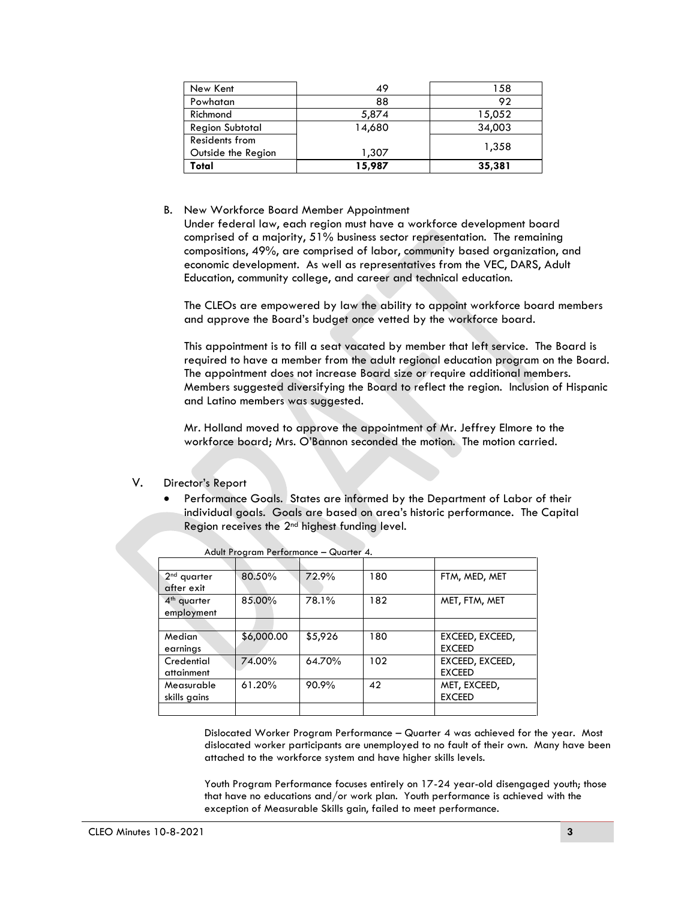| New Kent | 49 | 158 |
|---|---|---|
| Powhatan | 88 | 92 |
| Richmond | 5,874 | 15,052 |
| Region Subtotal | 14,680 | 34,003 |
| Residents from Outside the Region | 1,307 | 1,358 |
| **Total** | **15,987** | **35,381** |

B. New Workforce Board Member Appointment

Under federal law, each region must have a workforce development board comprised of a majority, 51% business sector representation. The remaining compositions, 49%, are comprised of labor, community based organization, and economic development. As well as representatives from the VEC, DARS, Adult Education, community college, and career and technical education.

The CLEOs are empowered by law the ability to appoint workforce board members and approve the Board's budget once vetted by the workforce board.

This appointment is to fill a seat vacated by member that left service. The Board is required to have a member from the adult regional education program on the Board. The appointment does not increase Board size or require additional members. Members suggested diversifying the Board to reflect the region. Inclusion of Hispanic and Latino members was suggested.

Mr. Holland moved to approve the appointment of Mr. Jeffrey Elmore to the workforce board; Mrs. O'Bannon seconded the motion. The motion carried.

V. Director's Report

- Performance Goals. States are informed by the Department of Labor of their individual goals. Goals are based on area's historic performance. The Capital Region receives the 2nd highest funding level.

Adult Program Performance – Quarter 4.

| | | | | |
|---|---|---|---|---|
| 2nd quarter after exit | 80.50% | 72.9% | 180 | FTM, MED, MET |
| 4th quarter employment | 85.00% | 78.1% | 182 | MET, FTM, MET |
| | | | | |
| Median earnings | $6,000.00 | $5,926 | 180 | EXCEED, EXCEED, EXCEED |
| Credential attainment | 74.00% | 64.70% | 102 | EXCEED, EXCEED, EXCEED |
| Measurable skills gains | 61.20% | 90.9% | 42 | MET, EXCEED, EXCEED |
| | | | | |

Dislocated Worker Program Performance – Quarter 4 was achieved for the year. Most dislocated worker participants are unemployed to no fault of their own. Many have been attached to the workforce system and have higher skills levels.

Youth Program Performance focuses entirely on 17-24 year-old disengaged youth; those that have no educations and/or work plan. Youth performance is achieved with the exception of Measurable Skills gain, failed to meet performance.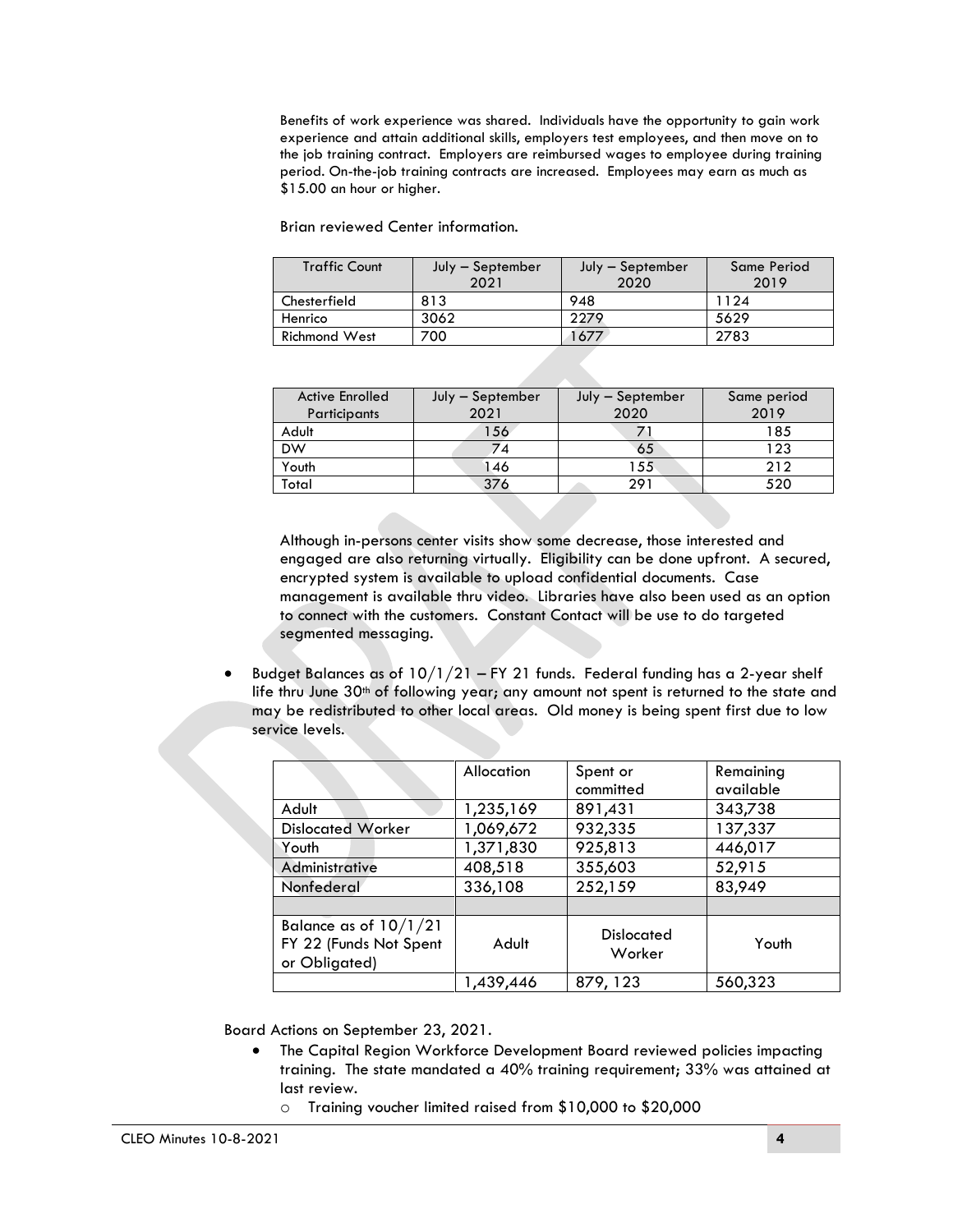Benefits of work experience was shared. Individuals have the opportunity to gain work experience and attain additional skills, employers test employees, and then move on to the job training contract. Employers are reimbursed wages to employee during training period. On-the-job training contracts are increased. Employees may earn as much as $15.00 an hour or higher.

Brian reviewed Center information.

| Traffic Count | July – September 2021 | July – September 2020 | Same Period 2019 |
|---|---|---|---|
| Chesterfield | 813 | 948 | 1124 |
| Henrico | 3062 | 2279 | 5629 |
| Richmond West | 700 | 1677 | 2783 |

| Active Enrolled Participants | July – September 2021 | July – September 2020 | Same period 2019 |
|---|---|---|---|
| Adult | 156 | 71 | 185 |
| DW | 74 | 65 | 123 |
| Youth | 146 | 155 | 212 |
| Total | 376 | 291 | 520 |

Although in-persons center visits show some decrease, those interested and engaged are also returning virtually. Eligibility can be done upfront. A secured, encrypted system is available to upload confidential documents. Case management is available thru video. Libraries have also been used as an option to connect with the customers. Constant Contact will be use to do targeted segmented messaging.

- Budget Balances as of 10/1/21 – FY 21 funds. Federal funding has a 2-year shelf life thru June 30th of following year; any amount not spent is returned to the state and may be redistributed to other local areas. Old money is being spent first due to low service levels.

| | Allocation | Spent or committed | Remaining available |
|---|---|---|---|
| Adult | 1,235,169 | 891,431 | 343,738 |
| Dislocated Worker | 1,069,672 | 932,335 | 137,337 |
| Youth | 1,371,830 | 925,813 | 446,017 |
| Administrative | 408,518 | 355,603 | 52,915 |
| Nonfederal | 336,108 | 252,159 | 83,949 |
| | | | |
| Balance as of 10/1/21 FY 22 (Funds Not Spent or Obligated) | Adult | Dislocated Worker | Youth |
| | 1,439,446 | 879, 123 | 560,323 |

Board Actions on September 23, 2021.

- The Capital Region Workforce Development Board reviewed policies impacting training. The state mandated a 40% training requirement; 33% was attained at last review.
  - Training voucher limited raised from $10,000 to $20,000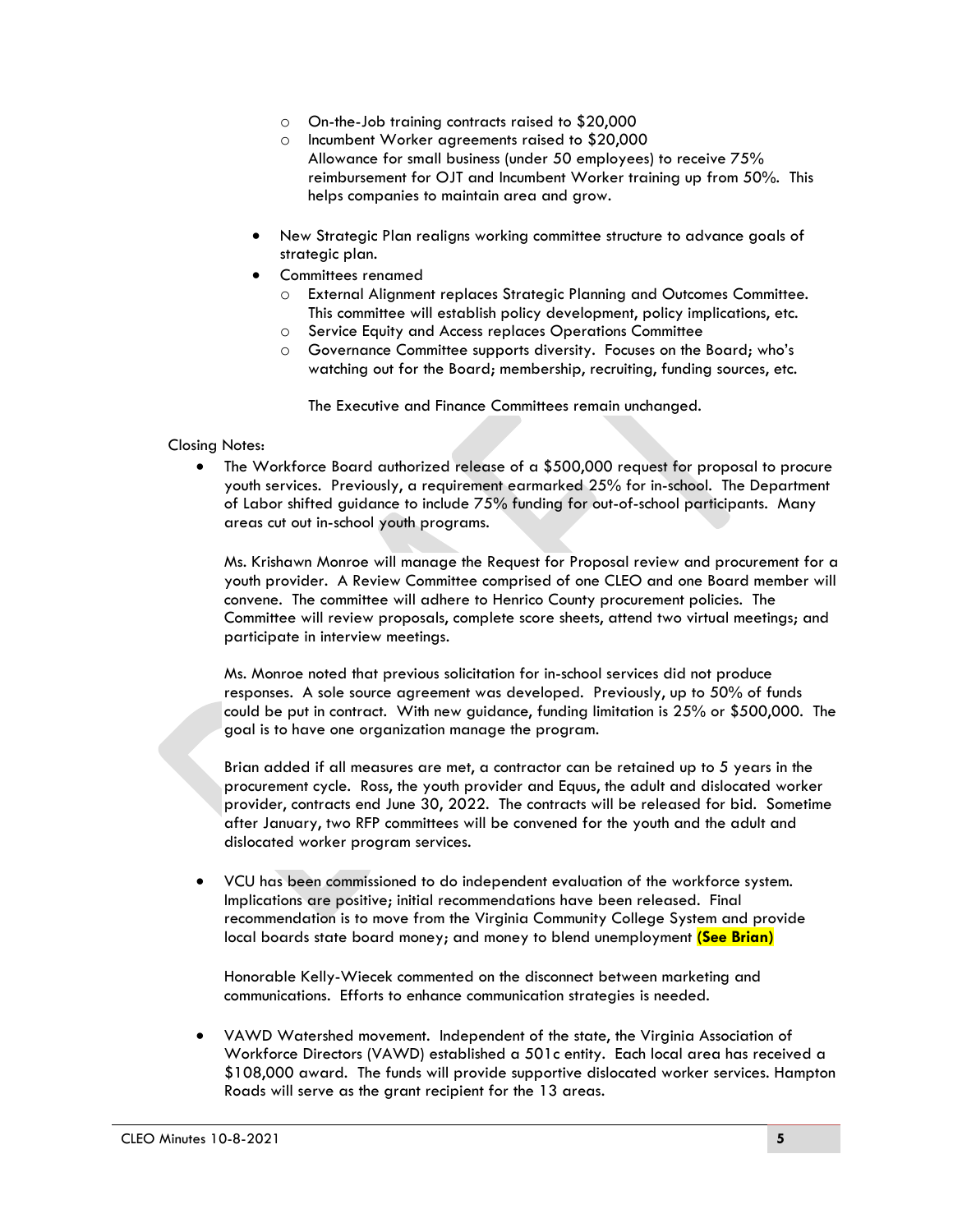- On-the-Job training contracts raised to $20,000
    - Incumbent Worker agreements raised to $20,000
    Allowance for small business (under 50 employees) to receive 75% reimbursement for OJT and Incumbent Worker training up from 50%. This helps companies to maintain area and grow.

- New Strategic Plan realigns working committee structure to advance goals of strategic plan.
- Committees renamed
    - External Alignment replaces Strategic Planning and Outcomes Committee. This committee will establish policy development, policy implications, etc.
    - Service Equity and Access replaces Operations Committee
    - Governance Committee supports diversity. Focuses on the Board; who's watching out for the Board; membership, recruiting, funding sources, etc.

    The Executive and Finance Committees remain unchanged.

Closing Notes:

- The Workforce Board authorized release of a $500,000 request for proposal to procure youth services. Previously, a requirement earmarked 25% for in-school. The Department of Labor shifted guidance to include 75% funding for out-of-school participants. Many areas cut out in-school youth programs.

  Ms. Krishawn Monroe will manage the Request for Proposal review and procurement for a youth provider. A Review Committee comprised of one CLEO and one Board member will convene. The committee will adhere to Henrico County procurement policies. The Committee will review proposals, complete score sheets, attend two virtual meetings; and participate in interview meetings.

  Ms. Monroe noted that previous solicitation for in-school services did not produce responses. A sole source agreement was developed. Previously, up to 50% of funds could be put in contract. With new guidance, funding limitation is 25% or $500,000. The goal is to have one organization manage the program.

  Brian added if all measures are met, a contractor can be retained up to 5 years in the procurement cycle. Ross, the youth provider and Equus, the adult and dislocated worker provider, contracts end June 30, 2022. The contracts will be released for bid. Sometime after January, two RFP committees will be convened for the youth and the adult and dislocated worker program services.

- VCU has been commissioned to do independent evaluation of the workforce system. Implications are positive; initial recommendations have been released. Final recommendation is to move from the Virginia Community College System and provide local boards state board money; and money to blend unemployment **(See Brian)**

  Honorable Kelly-Wiecek commented on the disconnect between marketing and communications. Efforts to enhance communication strategies is needed.

- VAWD Watershed movement. Independent of the state, the Virginia Association of Workforce Directors (VAWD) established a 501c entity. Each local area has received a $108,000 award. The funds will provide supportive dislocated worker services. Hampton Roads will serve as the grant recipient for the 13 areas.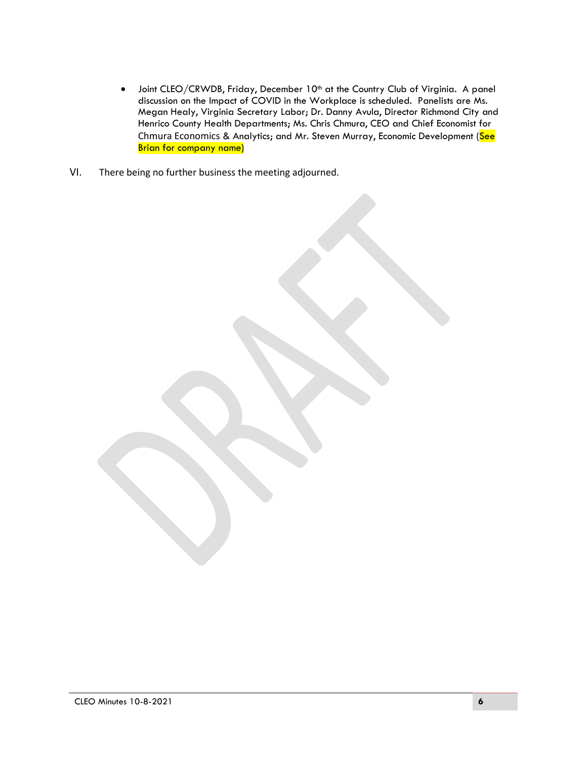- Joint CLEO/CRWDB, Friday, December 10th at the Country Club of Virginia. A panel discussion on the Impact of COVID in the Workplace is scheduled. Panelists are Ms. Megan Healy, Virginia Secretary Labor; Dr. Danny Avula, Director Richmond City and Henrico County Health Departments; Ms. Chris Chmura, CEO and Chief Economist for Chmura Economics & Analytics; and Mr. Steven Murray, Economic Development (See Brian for company name)

VI. There being no further business the meeting adjourned.